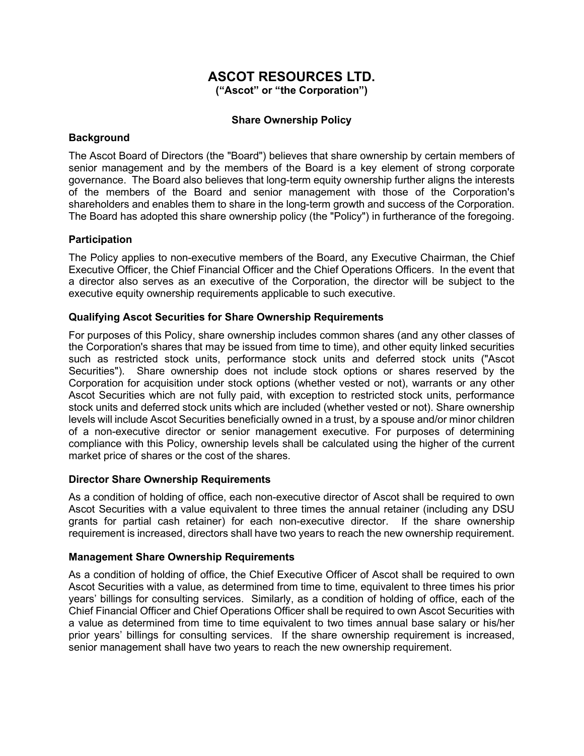# ASCOT RESOURCES LTD.

**("Ascot" or "the Corporation")**

## Share Ownership Policy

### Background

The Ascot Board of Directors (the "Board") believes that share ownership by certain members of senior management and by the members of the Board is a key element of strong corporate governance. The Board also believes that long-term equity ownership further aligns the interests of the members of the Board and senior management with those of the Corporation's shareholders and enables them to share in the long-term growth and success of the Corporation. The Board has adopted this share ownership policy (the "Policy") in furtherance of the foregoing.

### Participation

The Policy applies to non-executive members of the Board, any Executive Chairman, the Chief Executive Officer, the Chief Financial Officer and the Chief Operations Officers. In the event that a director also serves as an executive of the Corporation, the director will be subject to the executive equity ownership requirements applicable to such executive.

### Qualifying Ascot Securities for Share Ownership Requirements

For purposes of this Policy, share ownership includes common shares (and any other classes of the Corporation's shares that may be issued from time to time), and other equity linked securities such as restricted stock units, performance stock units and deferred stock units ("Ascot Securities"). Share ownership does not include stock options or shares reserved by the Corporation for acquisition under stock options (whether vested or not), warrants or any other Ascot Securities which are not fully paid, with exception to restricted stock units, performance stock units and deferred stock units which are included (whether vested or not). Share ownership levels will include Ascot Securities beneficially owned in a trust, by a spouse and/or minor children of a non-executive director or senior management executive. For purposes of determining compliance with this Policy, ownership levels shall be calculated using the higher of the current market price of shares or the cost of the shares.

### Director Share Ownership Requirements

As a condition of holding of office, each non-executive director of Ascot shall be required to own Ascot Securities with a value equivalent to three times the annual retainer (including any DSU grants for partial cash retainer) for each non-executive director. If the share ownership requirement is increased, directors shall have two years to reach the new ownership requirement.

### Management Share Ownership Requirements

As a condition of holding of office, the Chief Executive Officer of Ascot shall be required to own Ascot Securities with a value, as determined from time to time, equivalent to three times his prior years' billings for consulting services. Similarly, as a condition of holding of office, each of the Chief Financial Officer and Chief Operations Officer shall be required to own Ascot Securities with a value as determined from time to time equivalent to two times annual base salary or his/her prior years' billings for consulting services. If the share ownership requirement is increased, senior management shall have two years to reach the new ownership requirement.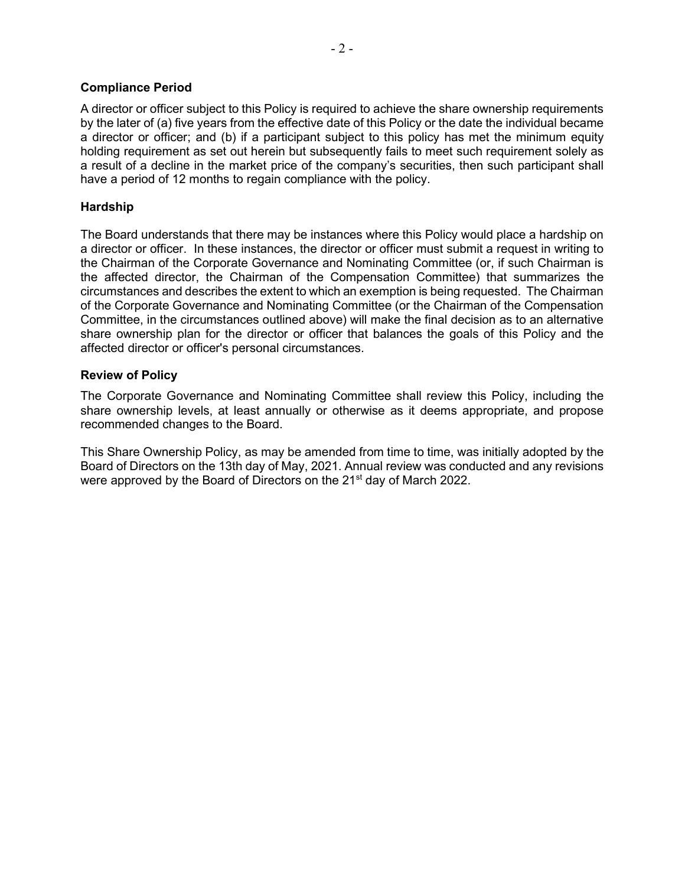## Compliance Period

A director or officer subject to this Policy is required to achieve the share ownership requirements by the later of (a) five years from the effective date of this Policy or the date the individual became a director or officer; and (b) if a participant subject to this policy has met the minimum equity holding requirement as set out herein but subsequently fails to meet such requirement solely as a result of a decline in the market price of the company's securities, then such participant shall have a period of 12 months to regain compliance with the policy.

## Hardship

The Board understands that there may be instances where this Policy would place a hardship on a director or officer. In these instances, the director or officer must submit a request in writing to the Chairman of the Corporate Governance and Nominating Committee (or, if such Chairman is the affected director, the Chairman of the Compensation Committee) that summarizes the circumstances and describes the extent to which an exemption is being requested. The Chairman of the Corporate Governance and Nominating Committee (or the Chairman of the Compensation Committee, in the circumstances outlined above) will make the final decision as to an alternative share ownership plan for the director or officer that balances the goals of this Policy and the affected director or officer's personal circumstances.

## Review of Policy

The Corporate Governance and Nominating Committee shall review this Policy, including the share ownership levels, at least annually or otherwise as it deems appropriate, and propose recommended changes to the Board.

This Share Ownership Policy, as may be amended from time to time, was initially adopted by the Board of Directors on the 13th day of May, 2021. Annual review was conducted and any revisions were approved by the Board of Directors on the 21st day of March 2022.